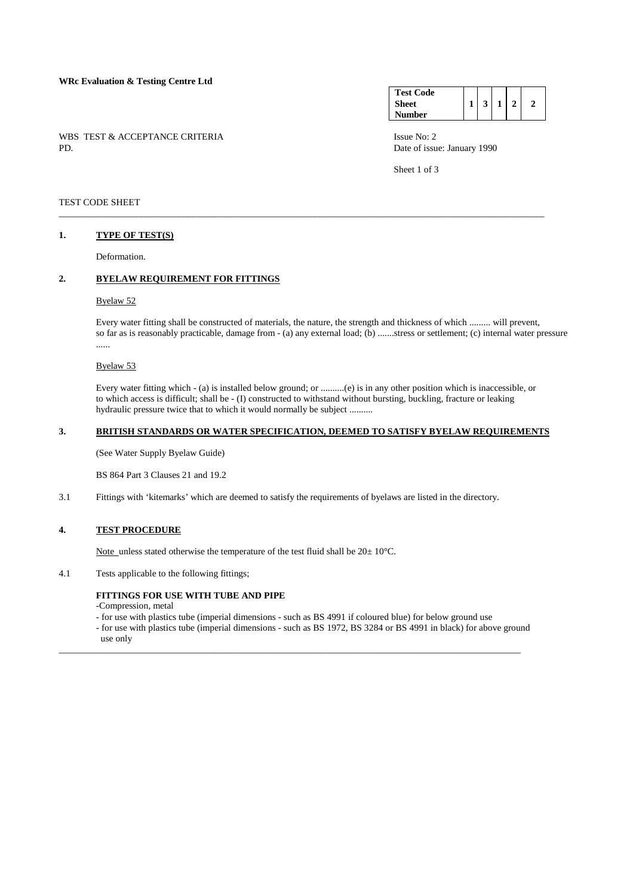**WRc Evaluation & Testing Centre Ltd**

| Test Code Sheet Number | 1 | 3 | 1 | 2 | 2 |
|---|---|---|---|---|---|

WBS TEST & ACCEPTANCE CRITERIA
PD.

Issue No: 2
Date of issue: January 1990

TEST CODE SHEET

---

## 1. TYPE OF TEST(S)

Deformation.

## 2. BYELAW REQUIREMENT FOR FITTINGS

Byelaw 52

Every water fitting shall be constructed of materials, the nature, the strength and thickness of which ......... will prevent, so far as is reasonably practicable, damage from - (a) any external load; (b) .......stress or settlement; (c) internal water pressure ......

Byelaw 53

Every water fitting which - (a) is installed below ground; or ..........(e) is in any other position which is inaccessible, or to which access is difficult; shall be - (I) constructed to withstand without bursting, buckling, fracture or leaking hydraulic pressure twice that to which it would normally be subject ..........

## 3. BRITISH STANDARDS OR WATER SPECIFICATION, DEEMED TO SATISFY BYELAW REQUIREMENTS

(See Water Supply Byelaw Guide)

BS 864 Part 3 Clauses 21 and 19.2

3.1 Fittings with 'kitemarks' which are deemed to satisfy the requirements of byelaws are listed in the directory.

## 4. TEST PROCEDURE

Note unless stated otherwise the temperature of the test fluid shall be 20± 10°C.

4.1 Tests applicable to the following fittings;

**FITTINGS FOR USE WITH TUBE AND PIPE**

-Compression, metal
- for use with plastics tube (imperial dimensions - such as BS 4991 if coloured blue) for below ground use
- for use with plastics tube (imperial dimensions - such as BS 1972, BS 3284 or BS 4991 in black) for above ground use only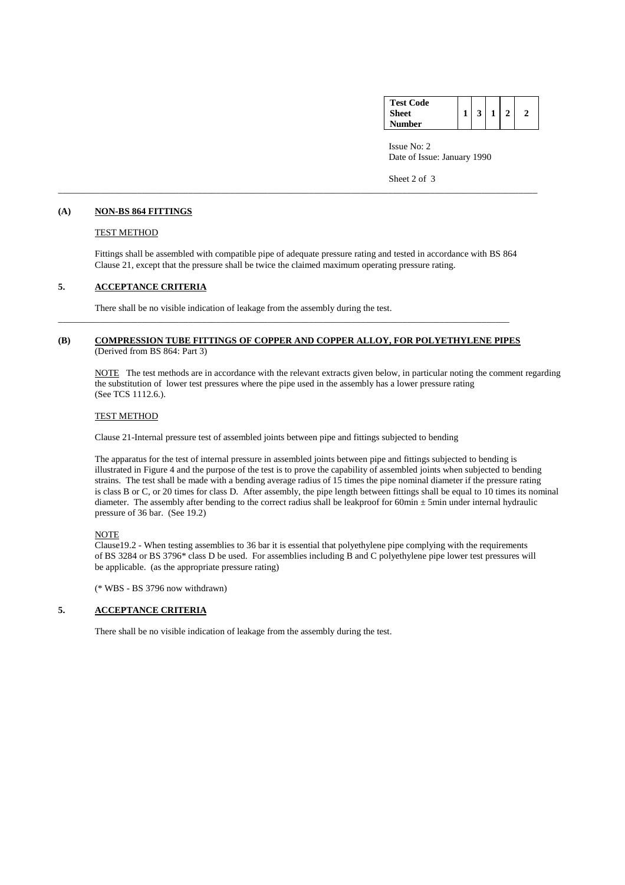| Test Code Sheet Number | 1 | 3 | 1 | 2 | 2 |
|---|---|---|---|---|---|

Issue No: 2
Date of Issue: January 1990

---

**(A) NON-BS 864 FITTINGS**

TEST METHOD

Fittings shall be assembled with compatible pipe of adequate pressure rating and tested in accordance with BS 864 Clause 21, except that the pressure shall be twice the claimed maximum operating pressure rating.

**5. ACCEPTANCE CRITERIA**

There shall be no visible indication of leakage from the assembly during the test.

---

**(B) COMPRESSION TUBE FITTINGS OF COPPER AND COPPER ALLOY, FOR POLYETHYLENE PIPES**
(Derived from BS 864: Part 3)

NOTE The test methods are in accordance with the relevant extracts given below, in particular noting the comment regarding the substitution of lower test pressures where the pipe used in the assembly has a lower pressure rating (See TCS 1112.6.).

TEST METHOD

Clause 21-Internal pressure test of assembled joints between pipe and fittings subjected to bending

The apparatus for the test of internal pressure in assembled joints between pipe and fittings subjected to bending is illustrated in Figure 4 and the purpose of the test is to prove the capability of assembled joints when subjected to bending strains. The test shall be made with a bending average radius of 15 times the pipe nominal diameter if the pressure rating is class B or C, or 20 times for class D. After assembly, the pipe length between fittings shall be equal to 10 times its nominal diameter. The assembly after bending to the correct radius shall be leakproof for 60min ± 5min under internal hydraulic pressure of 36 bar. (See 19.2)

NOTE
Clause19.2 - When testing assemblies to 36 bar it is essential that polyethylene pipe complying with the requirements of BS 3284 or BS 3796* class D be used. For assemblies including B and C polyethylene pipe lower test pressures will be applicable. (as the appropriate pressure rating)

(* WBS - BS 3796 now withdrawn)

**5. ACCEPTANCE CRITERIA**

There shall be no visible indication of leakage from the assembly during the test.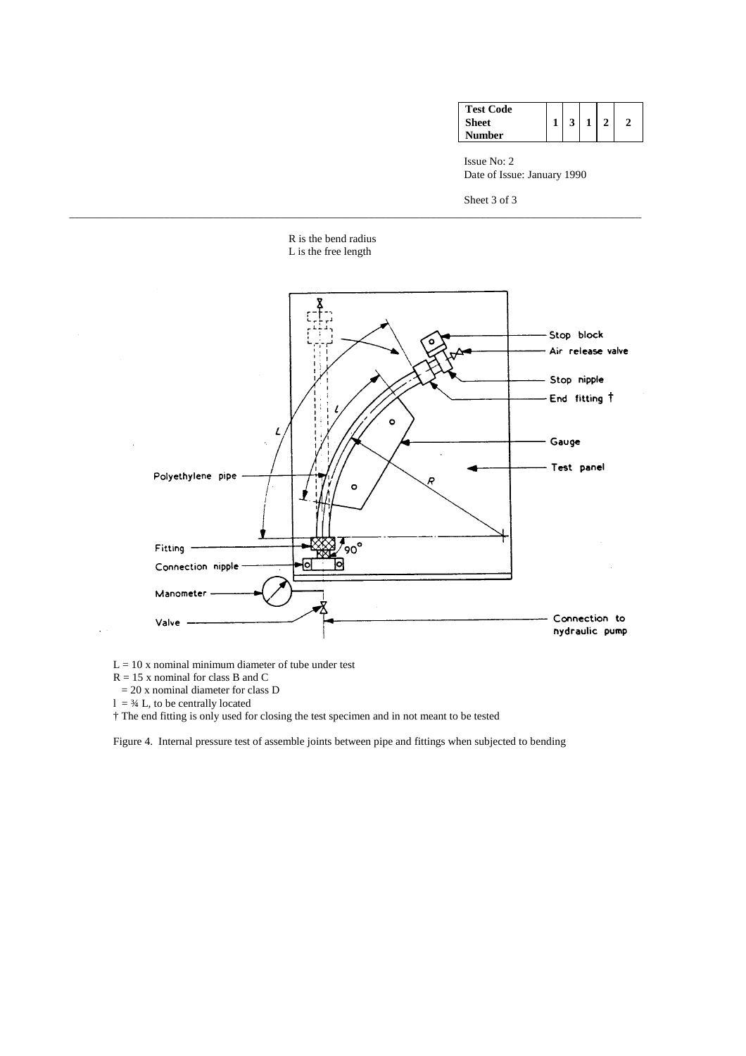| Test Code Sheet Number | 1 | 3 | 1 | 2 | 2 |
|---|---|---|---|---|---|

Issue No: 2
Date of Issue: January 1990

R is the bend radius
L is the free length

Stop block

Air release valve

Stop nipple

End fitting †

Gauge

Test panel

Polyethylene pipe

Fitting

Connection nipple

Manometer

Valve

Connection to hydraulic pump

L

l

R

90°

L = 10 x nominal minimum diameter of tube under test
R = 15 x nominal for class B and C
= 20 x nominal diameter for class D
l = ¾ L, to be centrally located
† The end fitting is only used for closing the test specimen and in not meant to be tested

Figure 4. Internal pressure test of assemble joints between pipe and fittings when subjected to bending